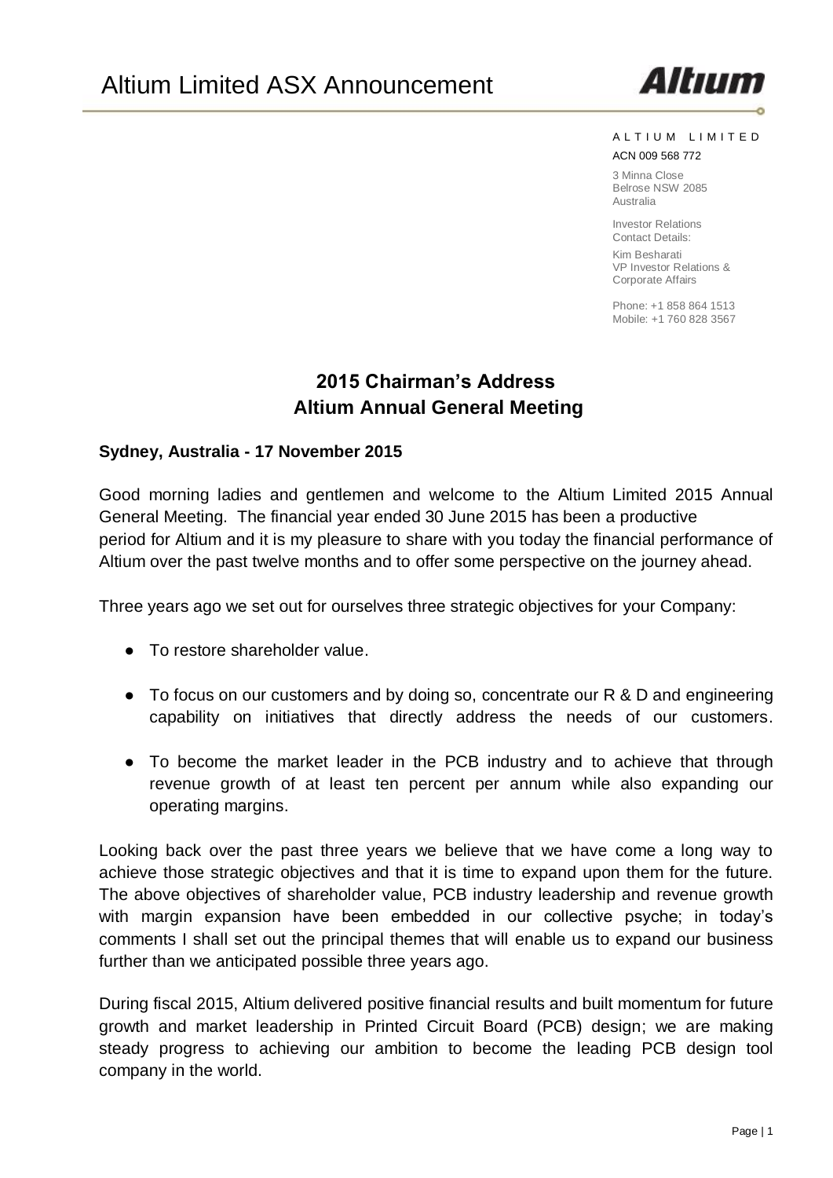# Altium Limited ASX Announcement

ALTIUM LIMITED
ACN 009 568 772

3 Minna Close
Belrose NSW 2085
Australia

Investor Relations
Contact Details:
Kim Besharati
VP Investor Relations &
Corporate Affairs

Phone: +1 858 864 1513
Mobile: +1 760 828 3567

## 2015 Chairman's Address
## Altium Annual General Meeting

**Sydney, Australia - 17 November 2015**

Good morning ladies and gentlemen and welcome to the Altium Limited 2015 Annual General Meeting. The financial year ended 30 June 2015 has been a productive period for Altium and it is my pleasure to share with you today the financial performance of Altium over the past twelve months and to offer some perspective on the journey ahead.

Three years ago we set out for ourselves three strategic objectives for your Company:

- To restore shareholder value.
- To focus on our customers and by doing so, concentrate our R & D and engineering capability on initiatives that directly address the needs of our customers.
- To become the market leader in the PCB industry and to achieve that through revenue growth of at least ten percent per annum while also expanding our operating margins.

Looking back over the past three years we believe that we have come a long way to achieve those strategic objectives and that it is time to expand upon them for the future. The above objectives of shareholder value, PCB industry leadership and revenue growth with margin expansion have been embedded in our collective psyche; in today's comments I shall set out the principal themes that will enable us to expand our business further than we anticipated possible three years ago.

During fiscal 2015, Altium delivered positive financial results and built momentum for future growth and market leadership in Printed Circuit Board (PCB) design; we are making steady progress to achieving our ambition to become the leading PCB design tool company in the world.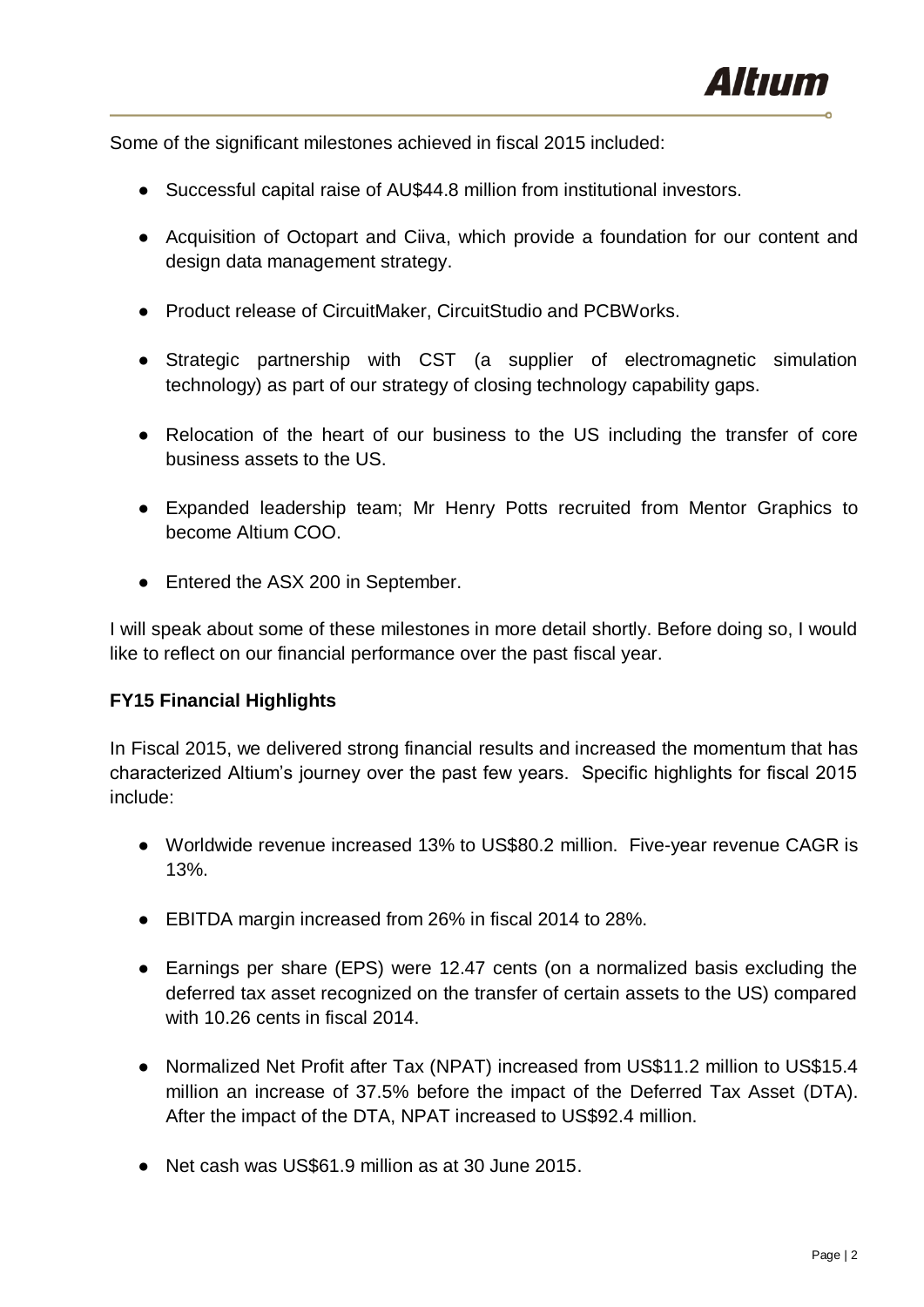Some of the significant milestones achieved in fiscal 2015 included:

- Successful capital raise of AU$44.8 million from institutional investors.
- Acquisition of Octopart and Ciiva, which provide a foundation for our content and design data management strategy.
- Product release of CircuitMaker, CircuitStudio and PCBWorks.
- Strategic partnership with CST (a supplier of electromagnetic simulation technology) as part of our strategy of closing technology capability gaps.
- Relocation of the heart of our business to the US including the transfer of core business assets to the US.
- Expanded leadership team; Mr Henry Potts recruited from Mentor Graphics to become Altium COO.
- Entered the ASX 200 in September.

I will speak about some of these milestones in more detail shortly. Before doing so, I would like to reflect on our financial performance over the past fiscal year.

**FY15 Financial Highlights**

In Fiscal 2015, we delivered strong financial results and increased the momentum that has characterized Altium's journey over the past few years. Specific highlights for fiscal 2015 include:

- Worldwide revenue increased 13% to US$80.2 million. Five-year revenue CAGR is 13%.
- EBITDA margin increased from 26% in fiscal 2014 to 28%.
- Earnings per share (EPS) were 12.47 cents (on a normalized basis excluding the deferred tax asset recognized on the transfer of certain assets to the US) compared with 10.26 cents in fiscal 2014.
- Normalized Net Profit after Tax (NPAT) increased from US$11.2 million to US$15.4 million an increase of 37.5% before the impact of the Deferred Tax Asset (DTA). After the impact of the DTA, NPAT increased to US$92.4 million.
- Net cash was US$61.9 million as at 30 June 2015.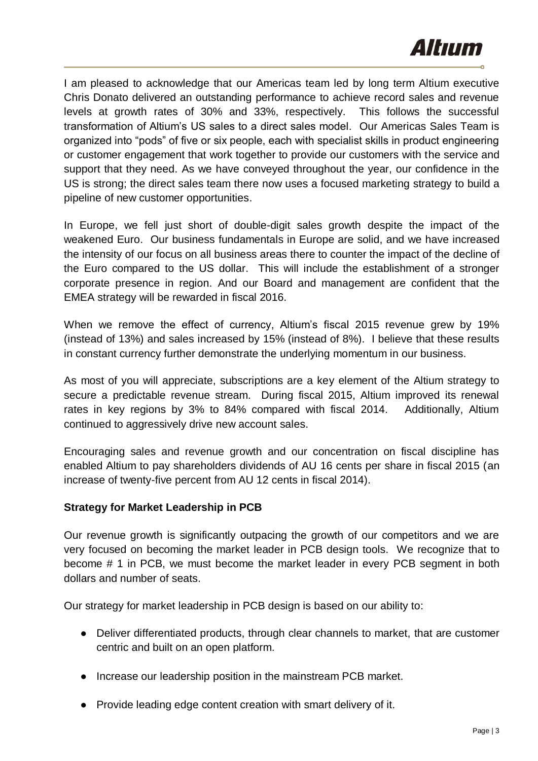I am pleased to acknowledge that our Americas team led by long term Altium executive Chris Donato delivered an outstanding performance to achieve record sales and revenue levels at growth rates of 30% and 33%, respectively. This follows the successful transformation of Altium's US sales to a direct sales model. Our Americas Sales Team is organized into "pods" of five or six people, each with specialist skills in product engineering or customer engagement that work together to provide our customers with the service and support that they need. As we have conveyed throughout the year, our confidence in the US is strong; the direct sales team there now uses a focused marketing strategy to build a pipeline of new customer opportunities.

In Europe, we fell just short of double-digit sales growth despite the impact of the weakened Euro. Our business fundamentals in Europe are solid, and we have increased the intensity of our focus on all business areas there to counter the impact of the decline of the Euro compared to the US dollar. This will include the establishment of a stronger corporate presence in region. And our Board and management are confident that the EMEA strategy will be rewarded in fiscal 2016.

When we remove the effect of currency, Altium's fiscal 2015 revenue grew by 19% (instead of 13%) and sales increased by 15% (instead of 8%). I believe that these results in constant currency further demonstrate the underlying momentum in our business.

As most of you will appreciate, subscriptions are a key element of the Altium strategy to secure a predictable revenue stream. During fiscal 2015, Altium improved its renewal rates in key regions by 3% to 84% compared with fiscal 2014. Additionally, Altium continued to aggressively drive new account sales.

Encouraging sales and revenue growth and our concentration on fiscal discipline has enabled Altium to pay shareholders dividends of AU 16 cents per share in fiscal 2015 (an increase of twenty-five percent from AU 12 cents in fiscal 2014).

**Strategy for Market Leadership in PCB**

Our revenue growth is significantly outpacing the growth of our competitors and we are very focused on becoming the market leader in PCB design tools. We recognize that to become # 1 in PCB, we must become the market leader in every PCB segment in both dollars and number of seats.

Our strategy for market leadership in PCB design is based on our ability to:

- Deliver differentiated products, through clear channels to market, that are customer centric and built on an open platform.
- Increase our leadership position in the mainstream PCB market.
- Provide leading edge content creation with smart delivery of it.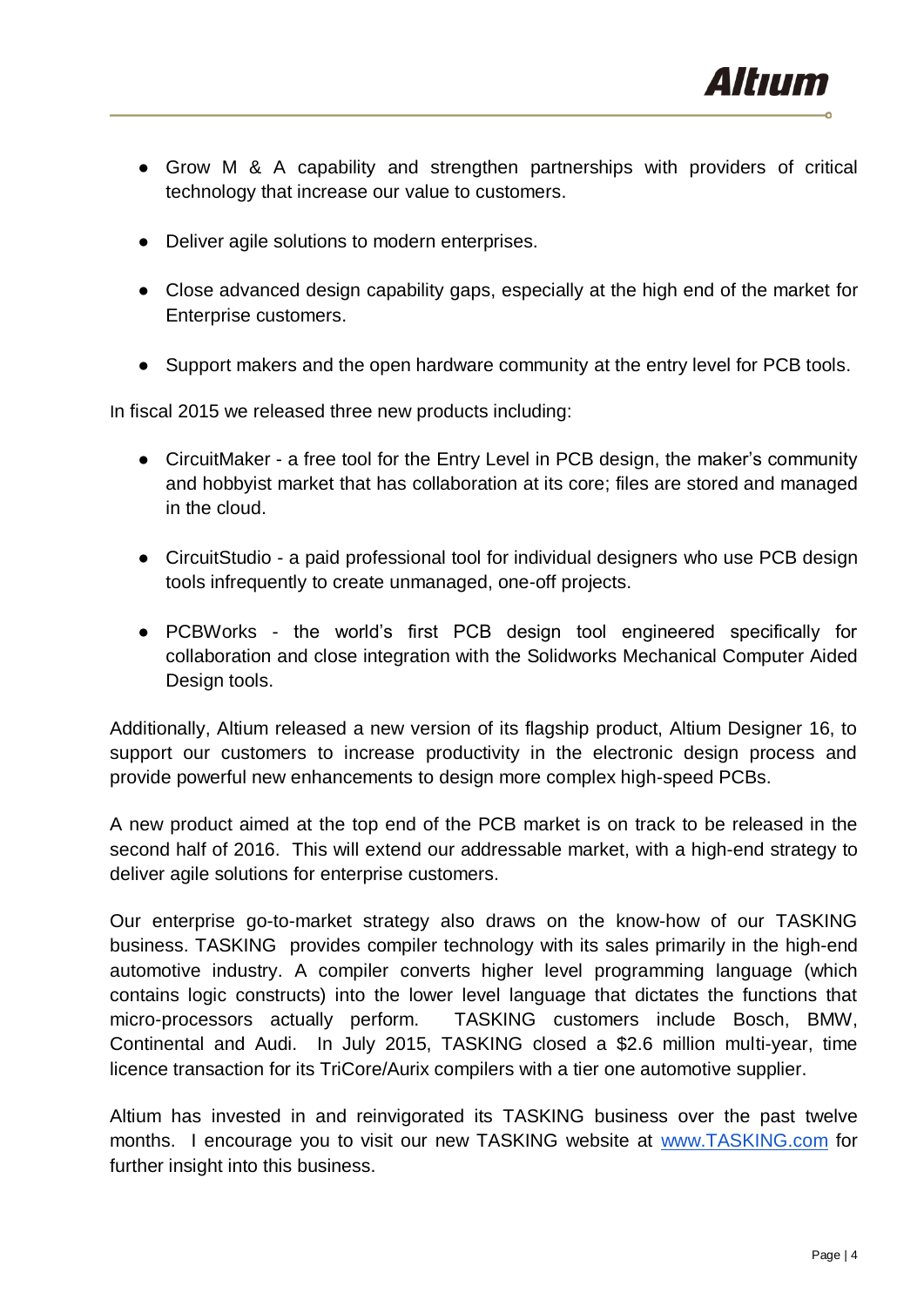- Grow M & A capability and strengthen partnerships with providers of critical technology that increase our value to customers.
- Deliver agile solutions to modern enterprises.
- Close advanced design capability gaps, especially at the high end of the market for Enterprise customers.
- Support makers and the open hardware community at the entry level for PCB tools.

In fiscal 2015 we released three new products including:

- CircuitMaker - a free tool for the Entry Level in PCB design, the maker's community and hobbyist market that has collaboration at its core; files are stored and managed in the cloud.
- CircuitStudio - a paid professional tool for individual designers who use PCB design tools infrequently to create unmanaged, one-off projects.
- PCBWorks - the world's first PCB design tool engineered specifically for collaboration and close integration with the Solidworks Mechanical Computer Aided Design tools.

Additionally, Altium released a new version of its flagship product, Altium Designer 16, to support our customers to increase productivity in the electronic design process and provide powerful new enhancements to design more complex high-speed PCBs.

A new product aimed at the top end of the PCB market is on track to be released in the second half of 2016. This will extend our addressable market, with a high-end strategy to deliver agile solutions for enterprise customers.

Our enterprise go-to-market strategy also draws on the know-how of our TASKING business. TASKING provides compiler technology with its sales primarily in the high-end automotive industry. A compiler converts higher level programming language (which contains logic constructs) into the lower level language that dictates the functions that micro-processors actually perform. TASKING customers include Bosch, BMW, Continental and Audi. In July 2015, TASKING closed a $2.6 million multi-year, time licence transaction for its TriCore/Aurix compilers with a tier one automotive supplier.

Altium has invested in and reinvigorated its TASKING business over the past twelve months. I encourage you to visit our new TASKING website at [www.TASKING.com](http://www.TASKING.com) for further insight into this business.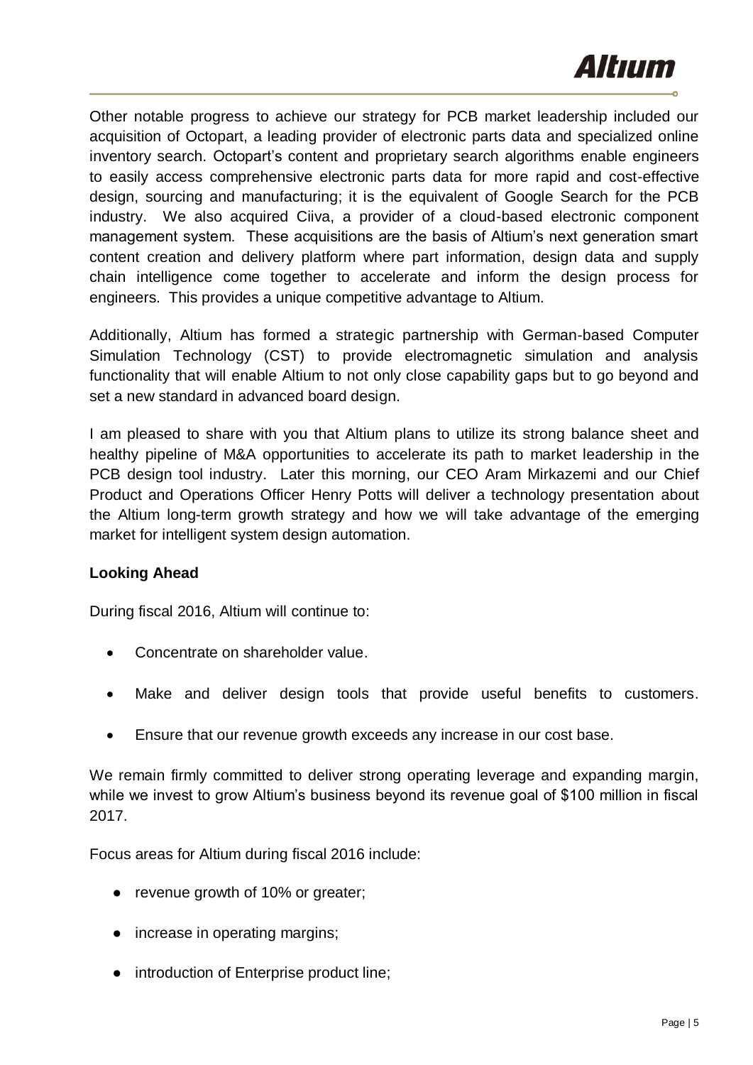Other notable progress to achieve our strategy for PCB market leadership included our acquisition of Octopart, a leading provider of electronic parts data and specialized online inventory search. Octopart's content and proprietary search algorithms enable engineers to easily access comprehensive electronic parts data for more rapid and cost-effective design, sourcing and manufacturing; it is the equivalent of Google Search for the PCB industry. We also acquired Ciiva, a provider of a cloud-based electronic component management system. These acquisitions are the basis of Altium's next generation smart content creation and delivery platform where part information, design data and supply chain intelligence come together to accelerate and inform the design process for engineers. This provides a unique competitive advantage to Altium.

Additionally, Altium has formed a strategic partnership with German-based Computer Simulation Technology (CST) to provide electromagnetic simulation and analysis functionality that will enable Altium to not only close capability gaps but to go beyond and set a new standard in advanced board design.

I am pleased to share with you that Altium plans to utilize its strong balance sheet and healthy pipeline of M&A opportunities to accelerate its path to market leadership in the PCB design tool industry. Later this morning, our CEO Aram Mirkazemi and our Chief Product and Operations Officer Henry Potts will deliver a technology presentation about the Altium long-term growth strategy and how we will take advantage of the emerging market for intelligent system design automation.

**Looking Ahead**

During fiscal 2016, Altium will continue to:

- Concentrate on shareholder value.
- Make and deliver design tools that provide useful benefits to customers.
- Ensure that our revenue growth exceeds any increase in our cost base.

We remain firmly committed to deliver strong operating leverage and expanding margin, while we invest to grow Altium's business beyond its revenue goal of $100 million in fiscal 2017.

Focus areas for Altium during fiscal 2016 include:

- revenue growth of 10% or greater;
- increase in operating margins;
- introduction of Enterprise product line;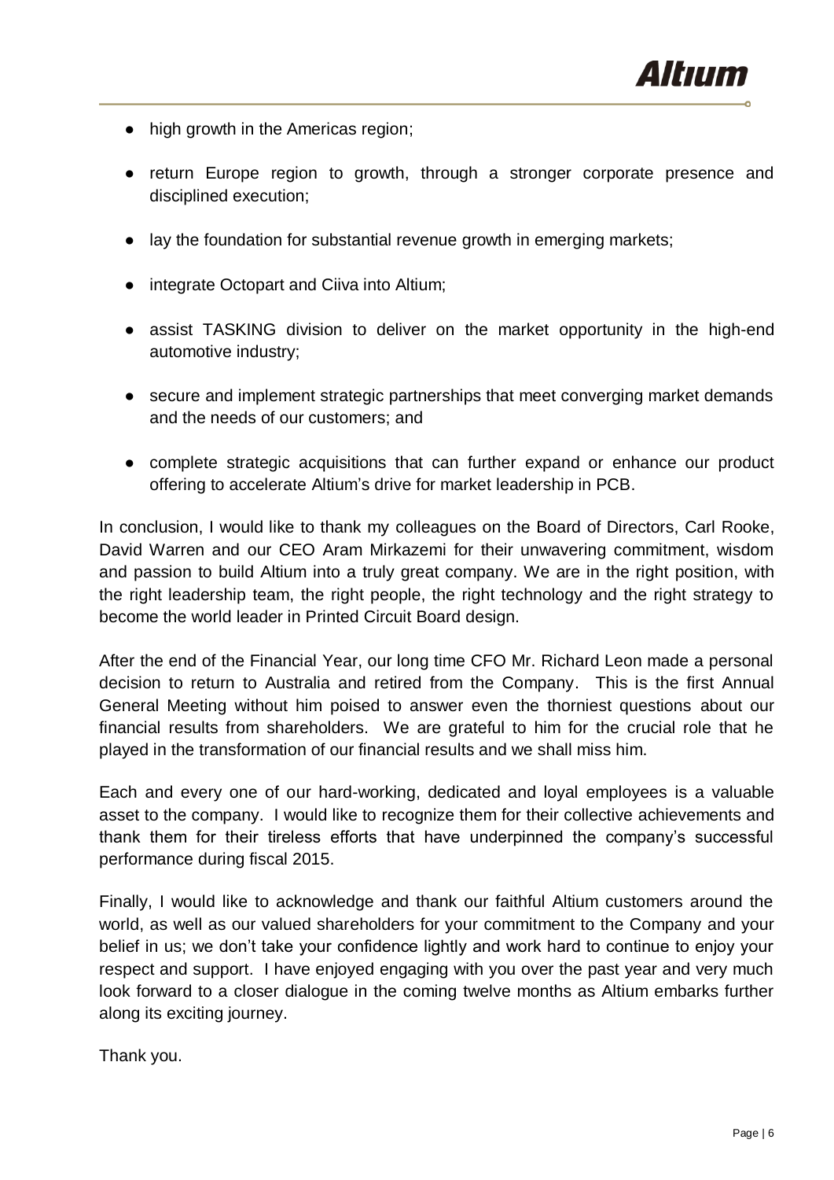- high growth in the Americas region;
- return Europe region to growth, through a stronger corporate presence and disciplined execution;
- lay the foundation for substantial revenue growth in emerging markets;
- integrate Octopart and Ciiva into Altium;
- assist TASKING division to deliver on the market opportunity in the high-end automotive industry;
- secure and implement strategic partnerships that meet converging market demands and the needs of our customers; and
- complete strategic acquisitions that can further expand or enhance our product offering to accelerate Altium's drive for market leadership in PCB.

In conclusion, I would like to thank my colleagues on the Board of Directors, Carl Rooke, David Warren and our CEO Aram Mirkazemi for their unwavering commitment, wisdom and passion to build Altium into a truly great company. We are in the right position, with the right leadership team, the right people, the right technology and the right strategy to become the world leader in Printed Circuit Board design.

After the end of the Financial Year, our long time CFO Mr. Richard Leon made a personal decision to return to Australia and retired from the Company. This is the first Annual General Meeting without him poised to answer even the thorniest questions about our financial results from shareholders. We are grateful to him for the crucial role that he played in the transformation of our financial results and we shall miss him.

Each and every one of our hard-working, dedicated and loyal employees is a valuable asset to the company. I would like to recognize them for their collective achievements and thank them for their tireless efforts that have underpinned the company's successful performance during fiscal 2015.

Finally, I would like to acknowledge and thank our faithful Altium customers around the world, as well as our valued shareholders for your commitment to the Company and your belief in us; we don't take your confidence lightly and work hard to continue to enjoy your respect and support. I have enjoyed engaging with you over the past year and very much look forward to a closer dialogue in the coming twelve months as Altium embarks further along its exciting journey.

Thank you.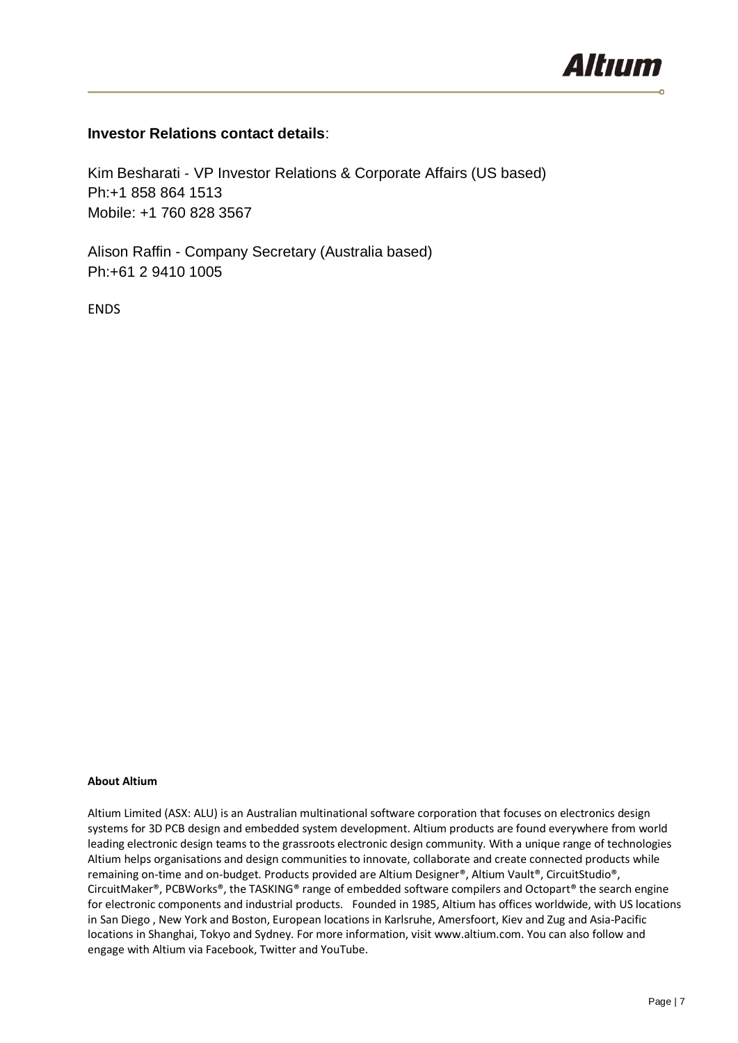**Investor Relations contact details**:

Kim Besharati - VP Investor Relations & Corporate Affairs (US based)
Ph:+1 858 864 1513
Mobile: +1 760 828 3567

Alison Raffin - Company Secretary (Australia based)
Ph:+61 2 9410 1005

ENDS

**About Altium**

Altium Limited (ASX: ALU) is an Australian multinational software corporation that focuses on electronics design systems for 3D PCB design and embedded system development. Altium products are found everywhere from world leading electronic design teams to the grassroots electronic design community. With a unique range of technologies Altium helps organisations and design communities to innovate, collaborate and create connected products while remaining on-time and on-budget. Products provided are Altium Designer®, Altium Vault®, CircuitStudio®, CircuitMaker®, PCBWorks®, the TASKING® range of embedded software compilers and Octopart® the search engine for electronic components and industrial products. Founded in 1985, Altium has offices worldwide, with US locations in San Diego , New York and Boston, European locations in Karlsruhe, Amersfoort, Kiev and Zug and Asia-Pacific locations in Shanghai, Tokyo and Sydney. For more information, visit www.altium.com. You can also follow and engage with Altium via Facebook, Twitter and YouTube.